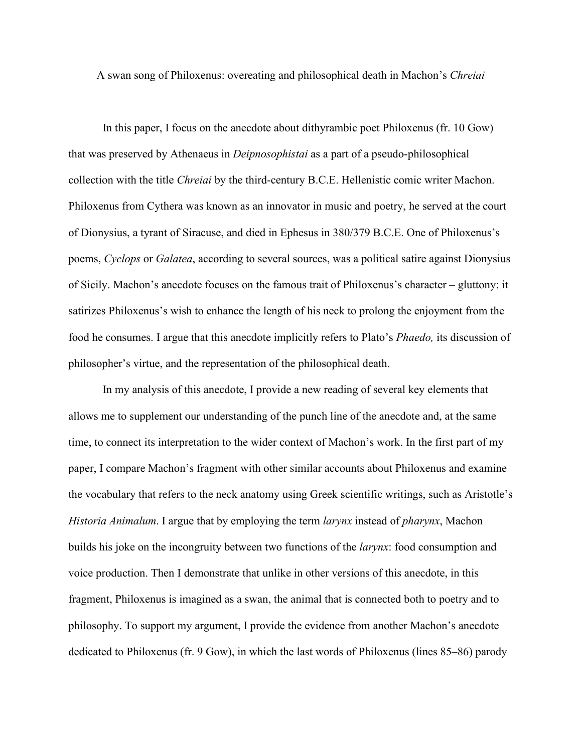A swan song of Philoxenus: overeating and philosophical death in Machon's *Chreiai*

In this paper, I focus on the anecdote about dithyrambic poet Philoxenus (fr. 10 Gow) that was preserved by Athenaeus in *Deipnosophistai* as a part of a pseudo-philosophical collection with the title *Chreiai* by the third-century B.C.E. Hellenistic comic writer Machon. Philoxenus from Cythera was known as an innovator in music and poetry, he served at the court of Dionysius, a tyrant of Siracuse, and died in Ephesus in 380/379 B.C.E. One of Philoxenus's poems, *Cyclops* or *Galatea*, according to several sources, was a political satire against Dionysius of Sicily. Machon's anecdote focuses on the famous trait of Philoxenus's character – gluttony: it satirizes Philoxenus's wish to enhance the length of his neck to prolong the enjoyment from the food he consumes. I argue that this anecdote implicitly refers to Plato's *Phaedo,* its discussion of philosopher's virtue, and the representation of the philosophical death.

In my analysis of this anecdote, I provide a new reading of several key elements that allows me to supplement our understanding of the punch line of the anecdote and, at the same time, to connect its interpretation to the wider context of Machon's work. In the first part of my paper, I compare Machon's fragment with other similar accounts about Philoxenus and examine the vocabulary that refers to the neck anatomy using Greek scientific writings, such as Aristotle's *Historia Animalum*. I argue that by employing the term *larynx* instead of *pharynx*, Machon builds his joke on the incongruity between two functions of the *larynx*: food consumption and voice production. Then I demonstrate that unlike in other versions of this anecdote, in this fragment, Philoxenus is imagined as a swan, the animal that is connected both to poetry and to philosophy. To support my argument, I provide the evidence from another Machon's anecdote dedicated to Philoxenus (fr. 9 Gow), in which the last words of Philoxenus (lines 85–86) parody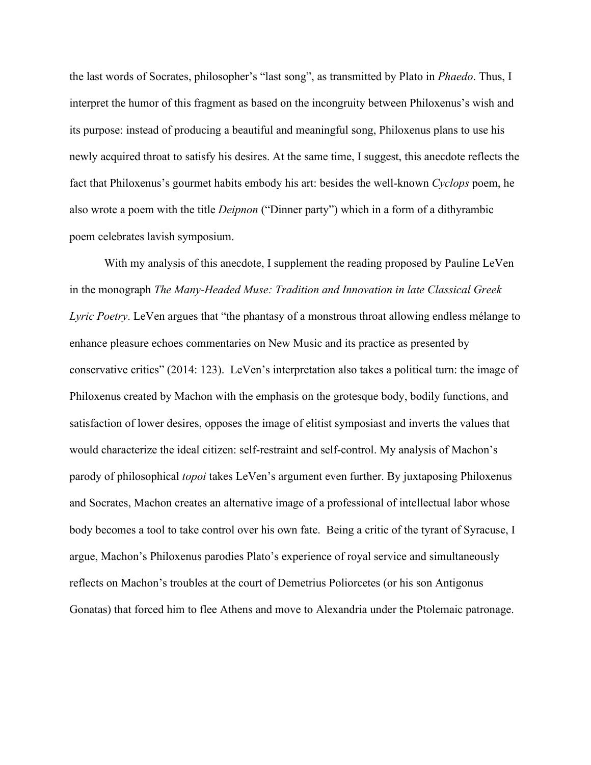the last words of Socrates, philosopher's "last song", as transmitted by Plato in *Phaedo*. Thus, I interpret the humor of this fragment as based on the incongruity between Philoxenus's wish and its purpose: instead of producing a beautiful and meaningful song, Philoxenus plans to use his newly acquired throat to satisfy his desires. At the same time, I suggest, this anecdote reflects the fact that Philoxenus's gourmet habits embody his art: besides the well-known *Cyclops* poem, he also wrote a poem with the title *Deipnon* ("Dinner party") which in a form of a dithyrambic poem celebrates lavish symposium.

With my analysis of this anecdote, I supplement the reading proposed by Pauline LeVen in the monograph *The Many-Headed Muse: Tradition and Innovation in late Classical Greek Lyric Poetry*. LeVen argues that "the phantasy of a monstrous throat allowing endless mélange to enhance pleasure echoes commentaries on New Music and its practice as presented by conservative critics" (2014: 123). LeVen's interpretation also takes a political turn: the image of Philoxenus created by Machon with the emphasis on the grotesque body, bodily functions, and satisfaction of lower desires, opposes the image of elitist symposiast and inverts the values that would characterize the ideal citizen: self-restraint and self-control. My analysis of Machon's parody of philosophical *topoi* takes LeVen's argument even further. By juxtaposing Philoxenus and Socrates, Machon creates an alternative image of a professional of intellectual labor whose body becomes a tool to take control over his own fate. Being a critic of the tyrant of Syracuse, I argue, Machon's Philoxenus parodies Plato's experience of royal service and simultaneously reflects on Machon's troubles at the court of Demetrius Poliorcetes (or his son Antigonus Gonatas) that forced him to flee Athens and move to Alexandria under the Ptolemaic patronage.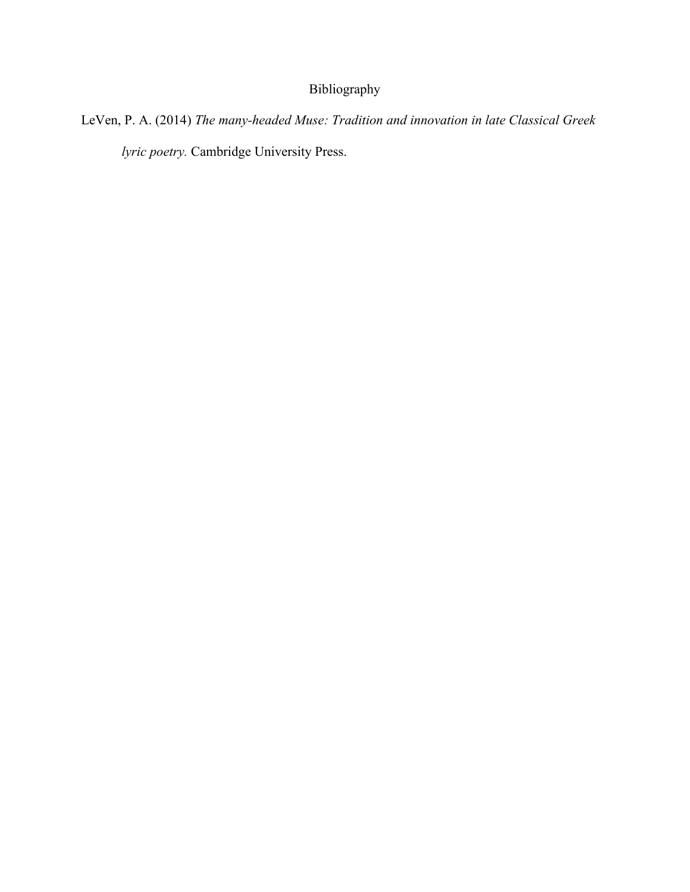# Bibliography

LeVen, P. A. (2014) *The many-headed Muse: Tradition and innovation in late Classical Greek lyric poetry.* Cambridge University Press.